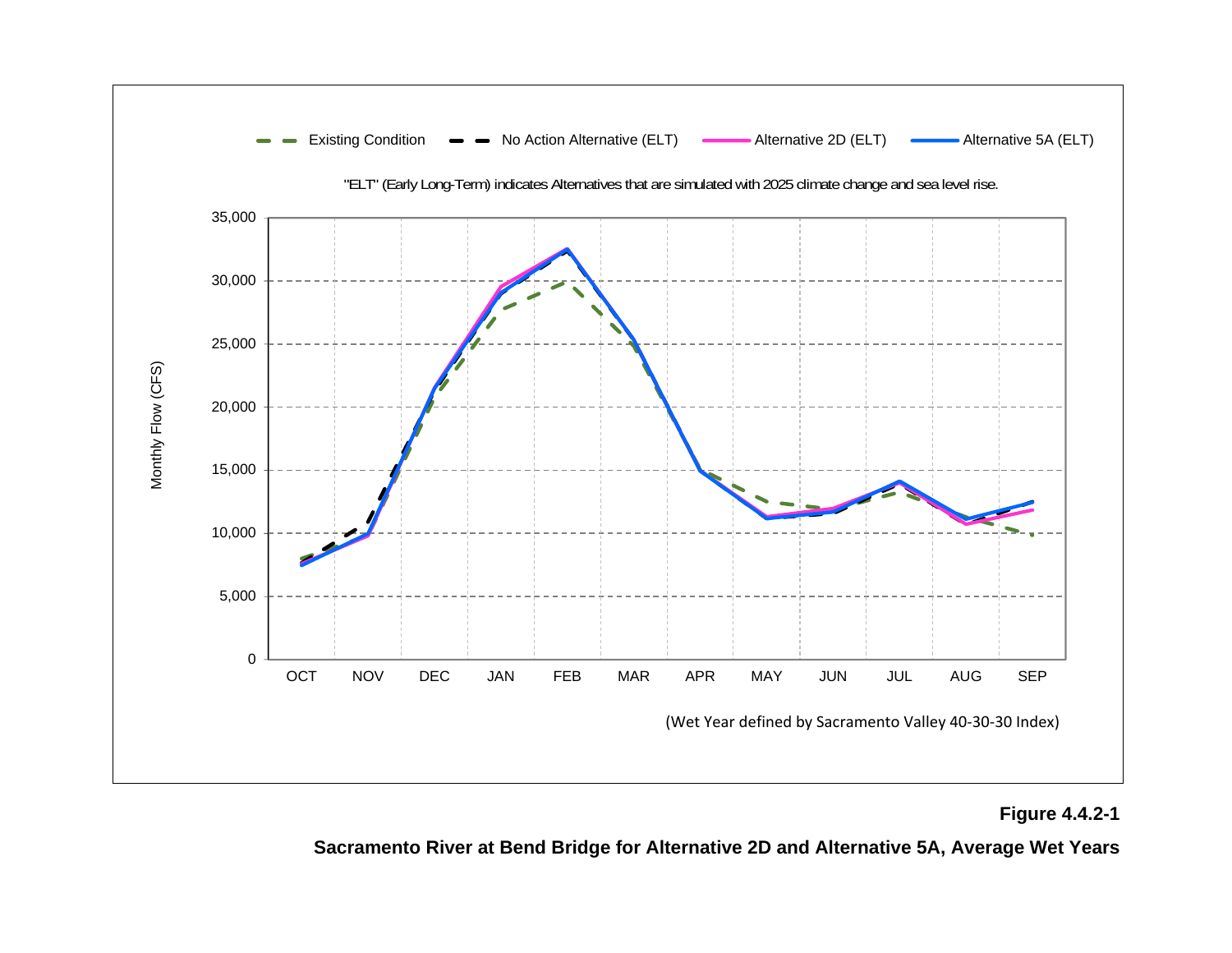Existing Condition | No Action Alternative (ELT) | Alternative 2D (ELT) | Alternative 5A (ELT)

"ELT" (Early Long-Term) indicates Alternatives that are simulated with 2025 climate change and sea level rise.

Monthly Flow (CFS)

35,000
30,000
25,000
20,000
15,000
10,000
5,000
0

OCT NOV DEC JAN FEB MAR APR MAY JUN JUL AUG SEP

(Wet Year defined by Sacramento Valley 40-30-30 Index)

**Figure 4.4.2-1**

**Sacramento River at Bend Bridge for Alternative 2D and Alternative 5A, Average Wet Years**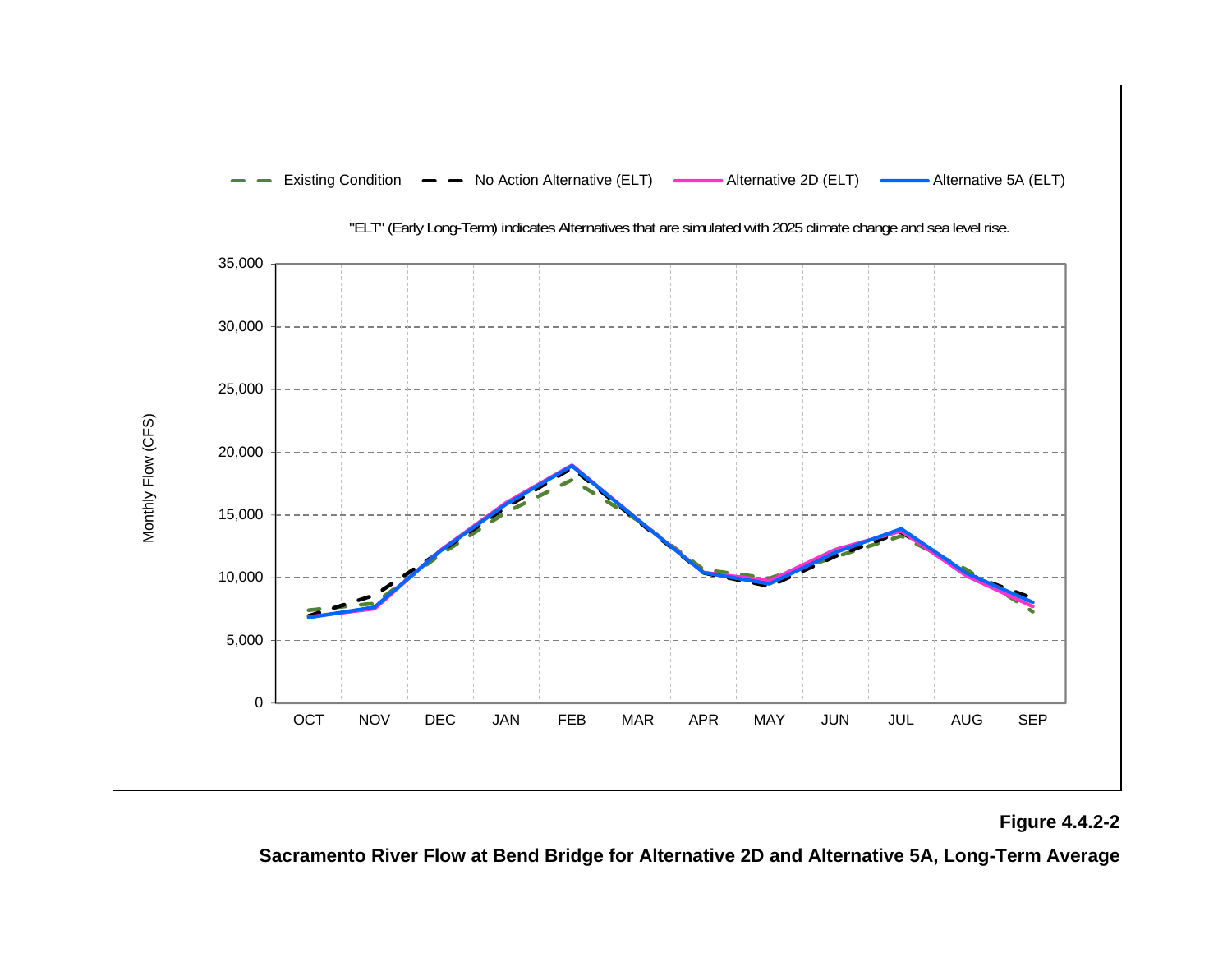**Figure 4.4.2-2**

**Sacramento River Flow at Bend Bridge for Alternative 2D and Alternative 5A, Long-Term Average**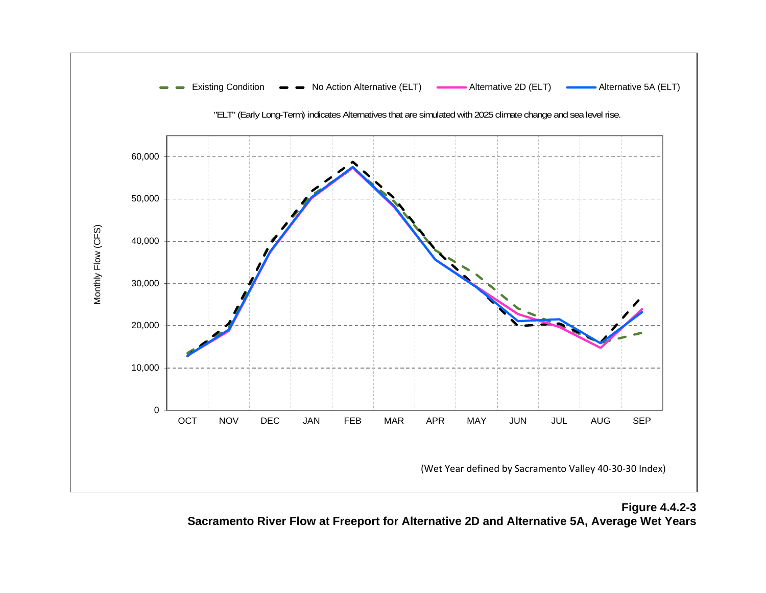Figure 4.4.2-3
**Sacramento River Flow at Freeport for Alternative 2D and Alternative 5A, Average Wet Years**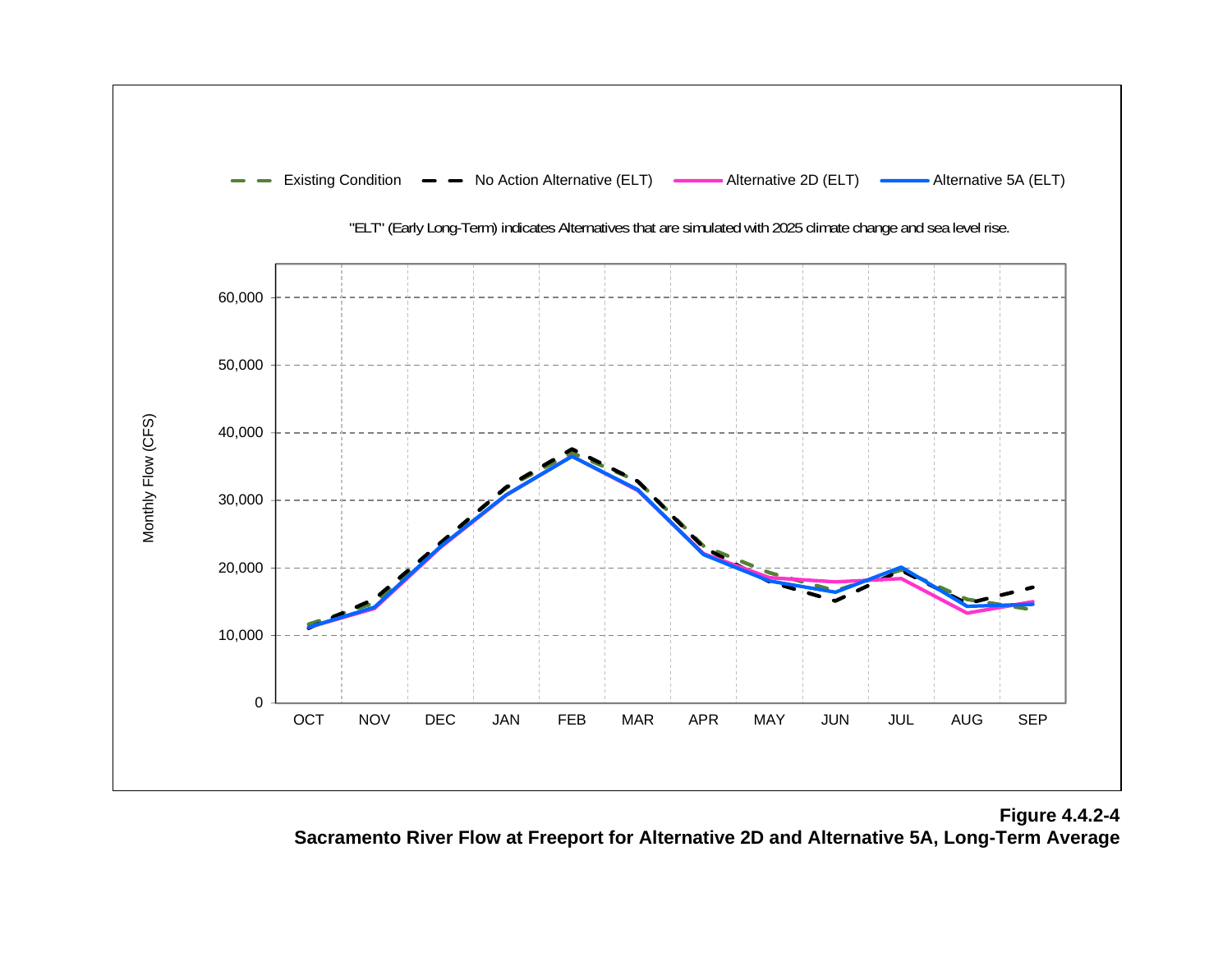Existing Condition | No Action Alternative (ELT) | Alternative 2D (ELT) | Alternative 5A (ELT)

"ELT" (Early Long-Term) indicates Alternatives that are simulated with 2025 climate change and sea level rise.

Monthly Flow (CFS)

60,000
50,000
40,000
30,000
20,000
10,000
0

OCT NOV DEC JAN FEB MAR APR MAY JUN JUL AUG SEP

**Figure 4.4.2-4**
**Sacramento River Flow at Freeport for Alternative 2D and Alternative 5A, Long-Term Average**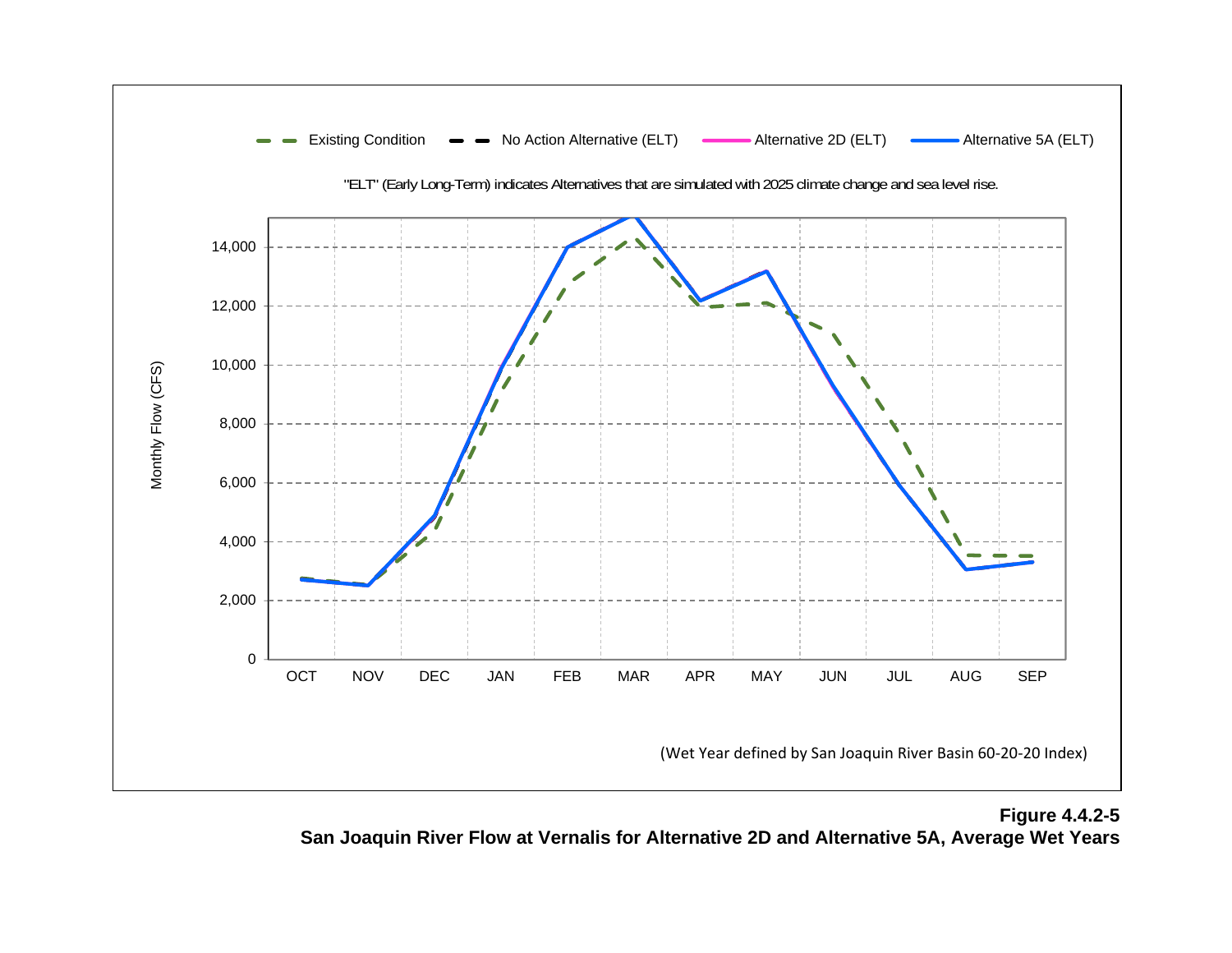Existing Condition | No Action Alternative (ELT) | Alternative 2D (ELT) | Alternative 5A (ELT)

"ELT" (Early Long-Term) indicates Alternatives that are simulated with 2025 climate change and sea level rise.

Monthly Flow (CFS)

14,000
12,000
10,000
8,000
6,000
4,000
2,000
0

OCT NOV DEC JAN FEB MAR APR MAY JUN JUL AUG SEP

(Wet Year defined by San Joaquin River Basin 60-20-20 Index)

**Figure 4.4.2-5**
**San Joaquin River Flow at Vernalis for Alternative 2D and Alternative 5A, Average Wet Years**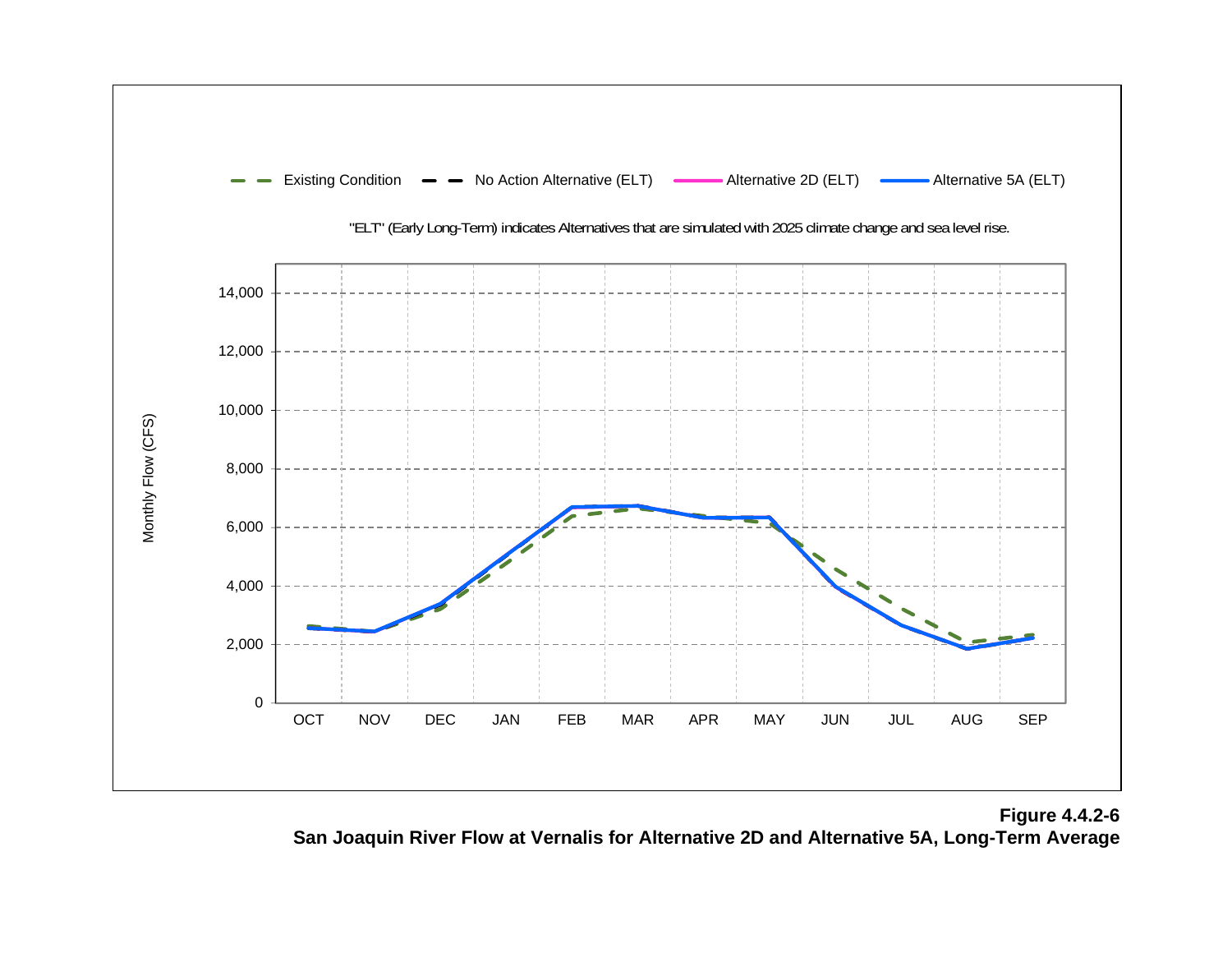Existing Condition — No Action Alternative (ELT) — Alternative 2D (ELT) — Alternative 5A (ELT)

"ELT" (Early Long-Term) indicates Alternatives that are simulated with 2025 climate change and sea level rise.

Monthly Flow (CFS)

OCT NOV DEC JAN FEB MAR APR MAY JUN JUL AUG SEP

**Figure 4.4.2-6**
**San Joaquin River Flow at Vernalis for Alternative 2D and Alternative 5A, Long-Term Average**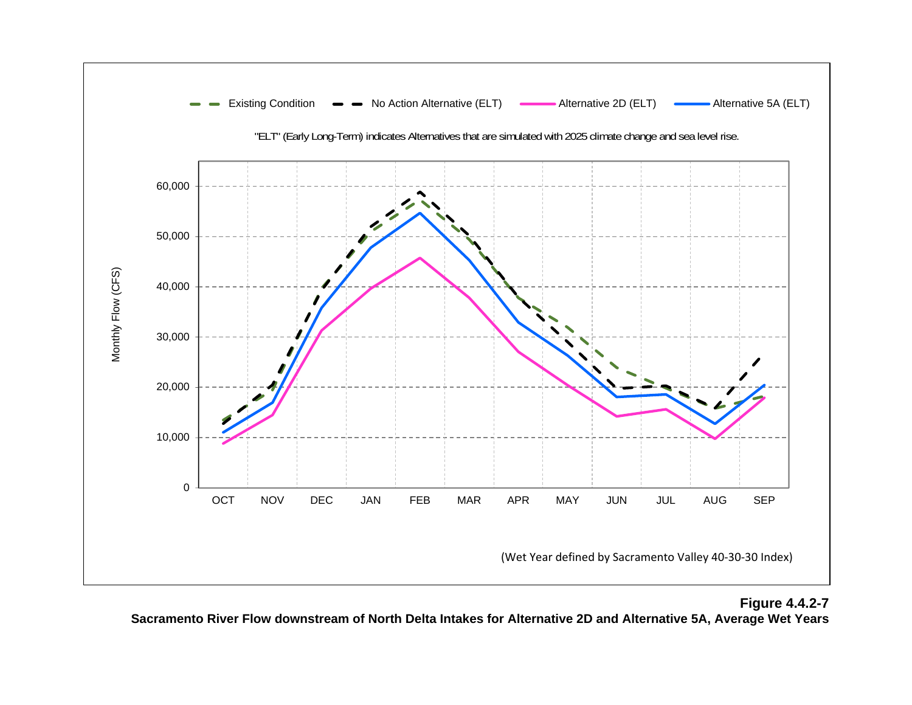Existing Condition | No Action Alternative (ELT) | Alternative 2D (ELT) | Alternative 5A (ELT)

"ELT" (Early Long-Term) indicates Alternatives that are simulated with 2025 climate change and sea level rise.

Monthly Flow (CFS)

60,000
50,000
40,000
30,000
20,000
10,000
0

OCT NOV DEC JAN FEB MAR APR MAY JUN JUL AUG SEP

(Wet Year defined by Sacramento Valley 40-30-30 Index)

**Figure 4.4.2-7**
**Sacramento River Flow downstream of North Delta Intakes for Alternative 2D and Alternative 5A, Average Wet Years**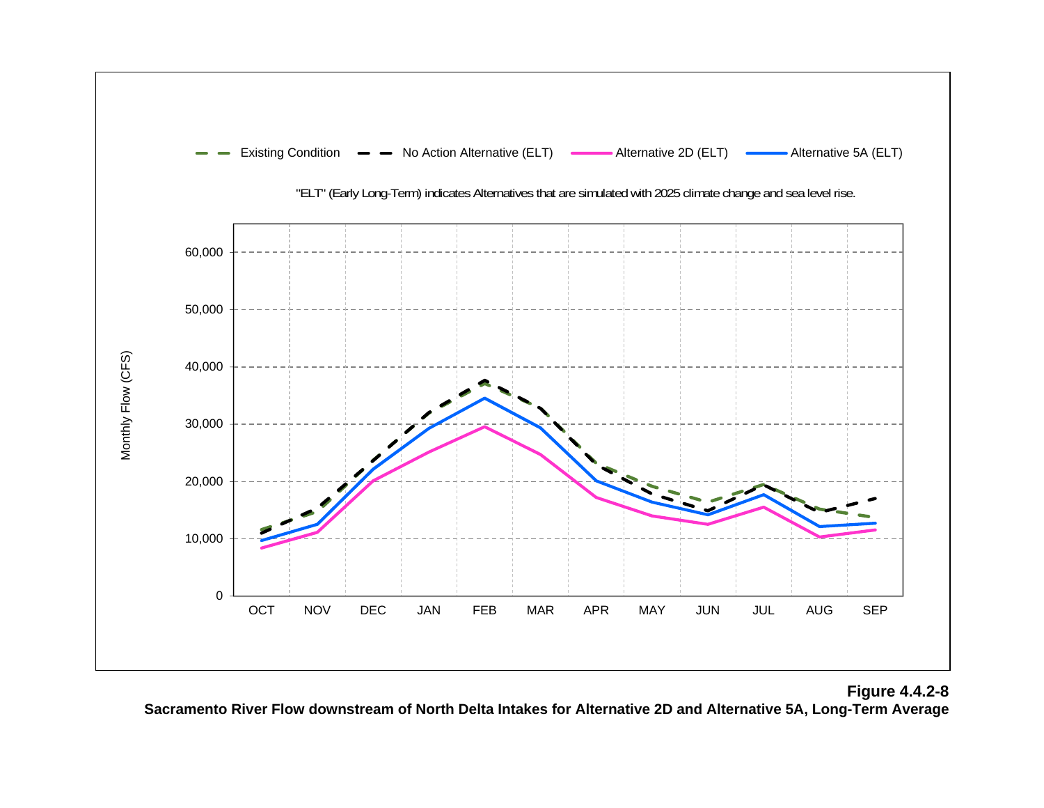Existing Condition | No Action Alternative (ELT) | Alternative 2D (ELT) | Alternative 5A (ELT)

"ELT" (Early Long-Term) indicates Alternatives that are simulated with 2025 climate change and sea level rise.

Monthly Flow (CFS)

60,000
50,000
40,000
30,000
20,000
10,000
0

OCT NOV DEC JAN FEB MAR APR MAY JUN JUL AUG SEP

**Figure 4.4.2-8**
**Sacramento River Flow downstream of North Delta Intakes for Alternative 2D and Alternative 5A, Long-Term Average**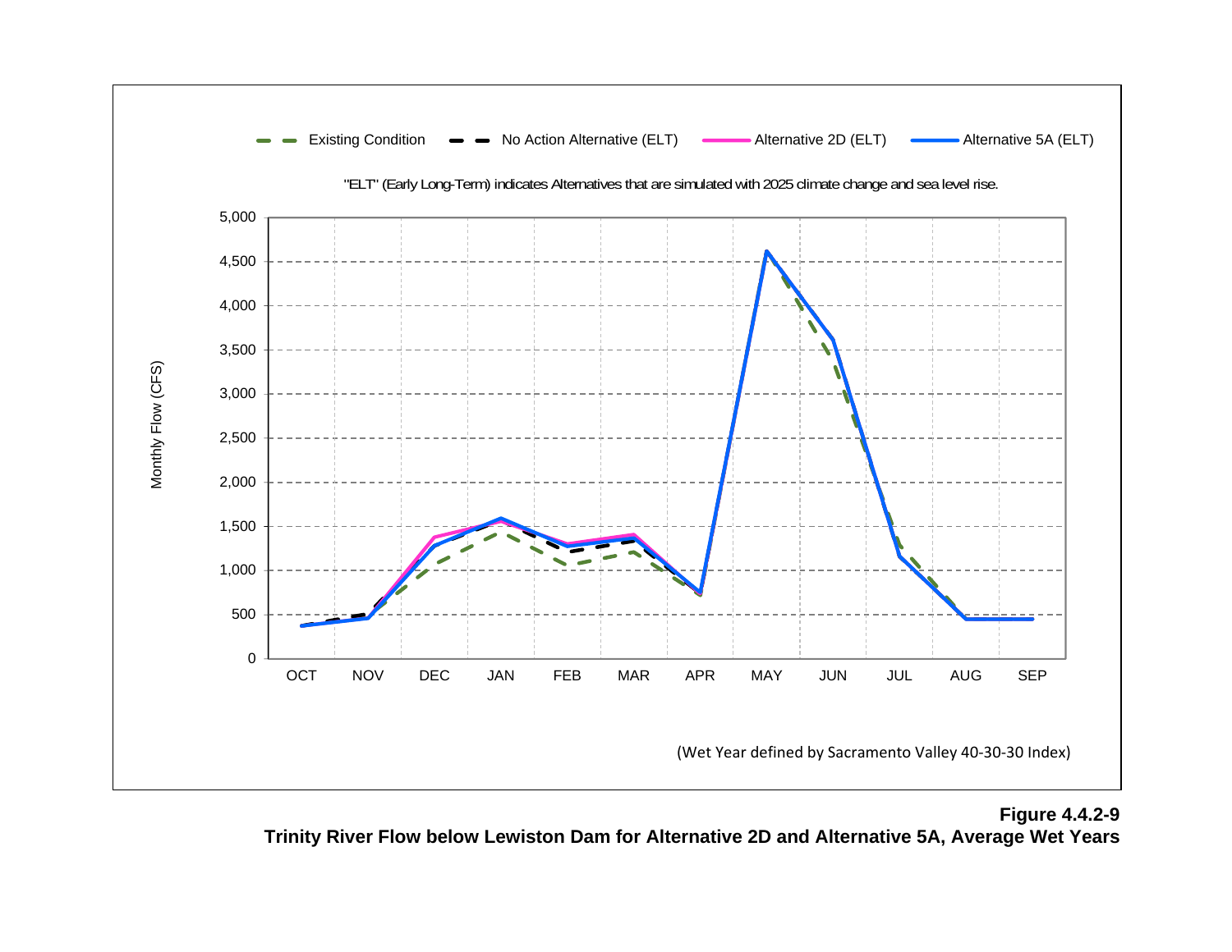Existing Condition | No Action Alternative (ELT) | Alternative 2D (ELT) | Alternative 5A (ELT)

"ELT" (Early Long-Term) indicates Alternatives that are simulated with 2025 climate change and sea level rise.

Monthly Flow (CFS)

(Wet Year defined by Sacramento Valley 40-30-30 Index)

**Figure 4.4.2-9**
**Trinity River Flow below Lewiston Dam for Alternative 2D and Alternative 5A, Average Wet Years**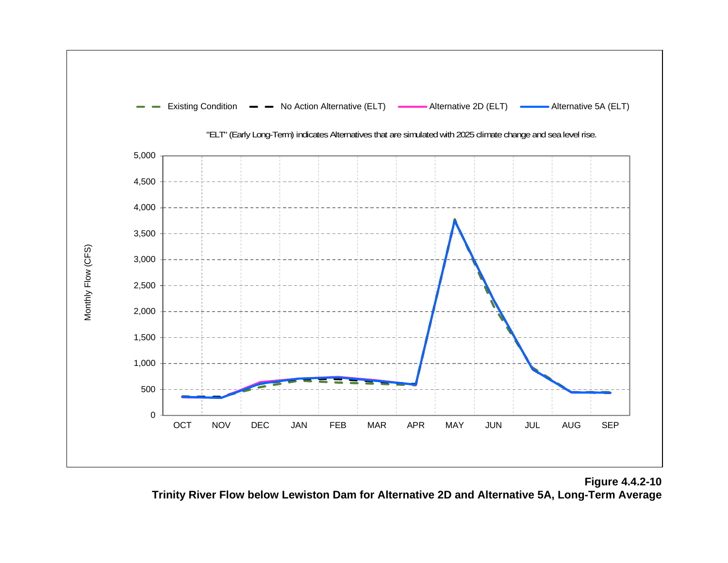Existing Condition — No Action Alternative (ELT) — Alternative 2D (ELT) — Alternative 5A (ELT)

"ELT" (Early Long-Term) indicates Alternatives that are simulated with 2025 climate change and sea level rise.

Monthly Flow (CFS)

5,000
4,500
4,000
3,500
3,000
2,500
2,000
1,500
1,000
500
0

OCT NOV DEC JAN FEB MAR APR MAY JUN JUL AUG SEP

**Figure 4.4.2-10**
**Trinity River Flow below Lewiston Dam for Alternative 2D and Alternative 5A, Long-Term Average**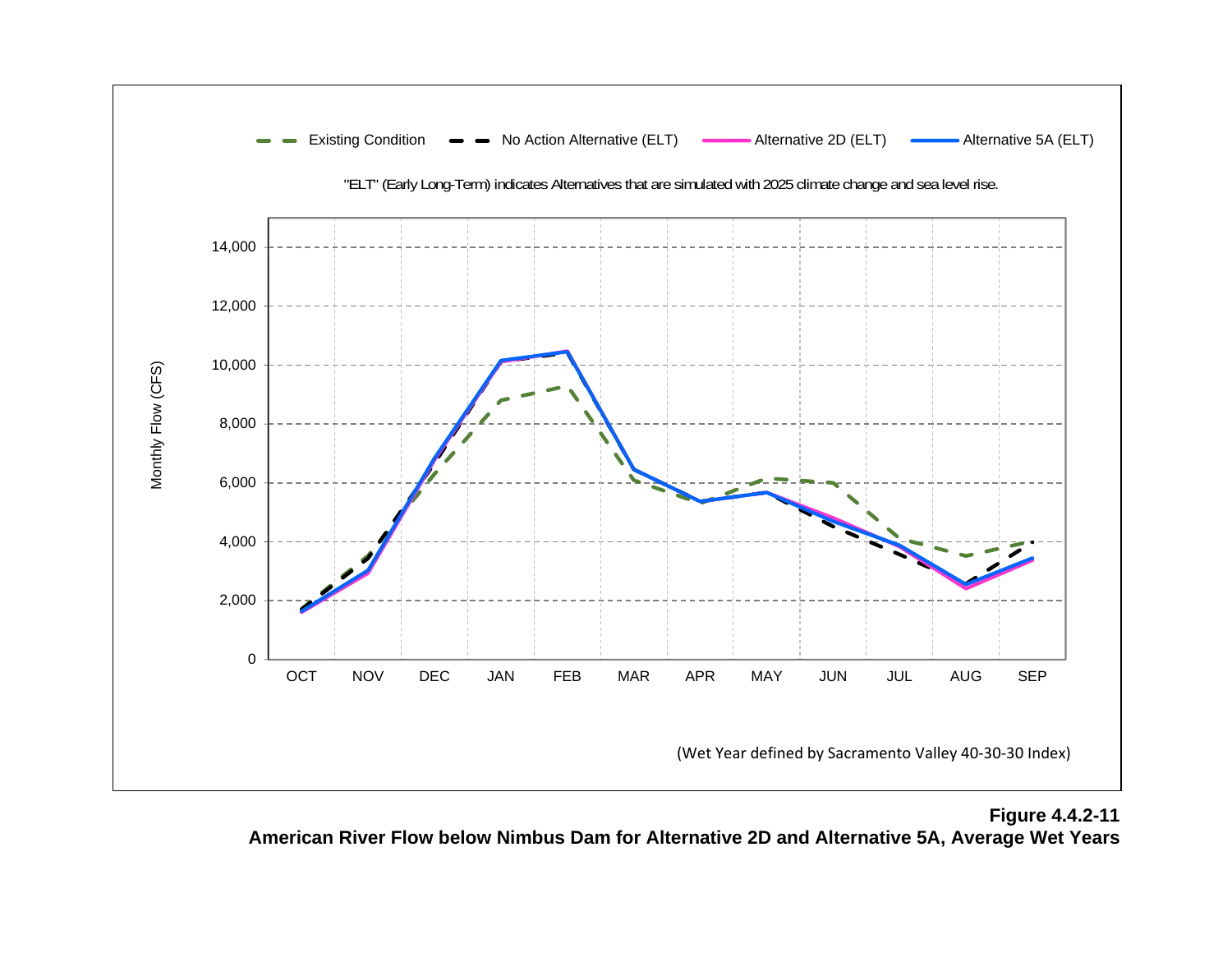Existing Condition | No Action Alternative (ELT) | Alternative 2D (ELT) | Alternative 5A (ELT)

"ELT" (Early Long-Term) indicates Alternatives that are simulated with 2025 climate change and sea level rise.

Monthly Flow (CFS)

14,000
12,000
10,000
8,000
6,000
4,000
2,000
0

OCT NOV DEC JAN FEB MAR APR MAY JUN JUL AUG SEP

(Wet Year defined by Sacramento Valley 40-30-30 Index)

**Figure 4.4.2-11**
**American River Flow below Nimbus Dam for Alternative 2D and Alternative 5A, Average Wet Years**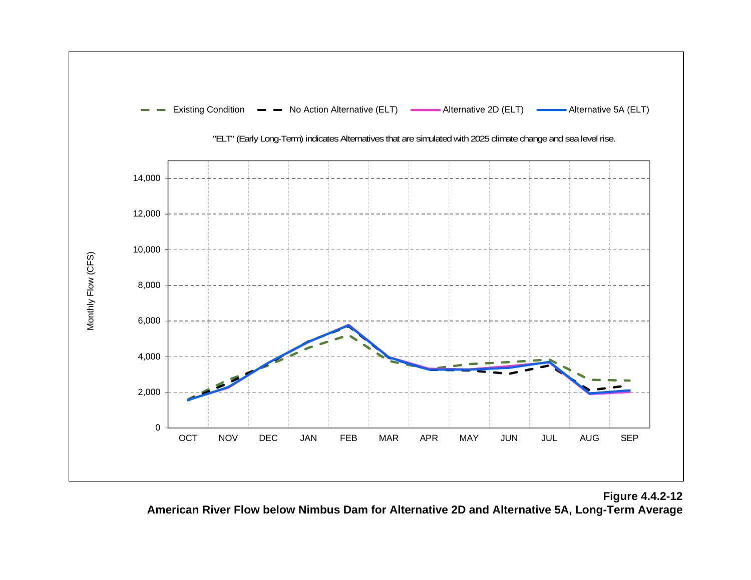Existing Condition | No Action Alternative (ELT) | Alternative 2D (ELT) | Alternative 5A (ELT)

"ELT" (Early Long-Term) indicates Alternatives that are simulated with 2025 climate change and sea level rise.

Monthly Flow (CFS)

14,000
12,000
10,000
8,000
6,000
4,000
2,000
0

OCT NOV DEC JAN FEB MAR APR MAY JUN JUL AUG SEP

**Figure 4.4.2-12**
**American River Flow below Nimbus Dam for Alternative 2D and Alternative 5A, Long-Term Average**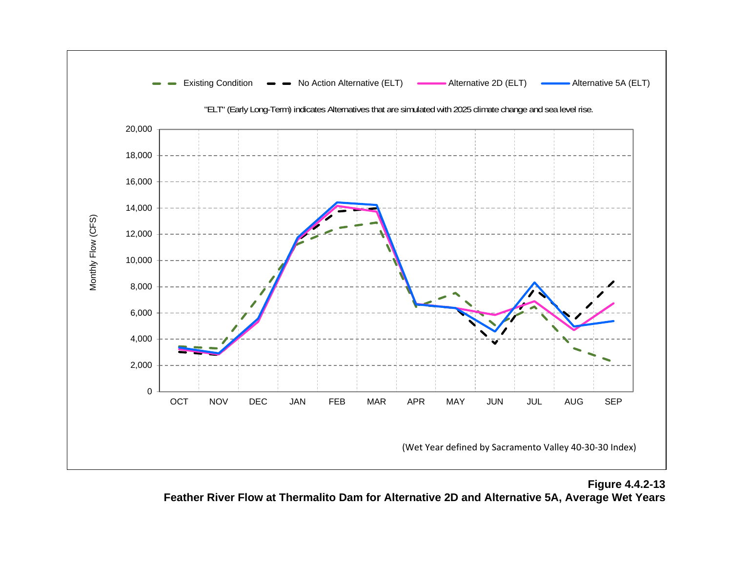Existing Condition — No Action Alternative (ELT) — Alternative 2D (ELT) — Alternative 5A (ELT)

"ELT" (Early Long-Term) indicates Alternatives that are simulated with 2025 climate change and sea level rise.

Monthly Flow (CFS)

OCT NOV DEC JAN FEB MAR APR MAY JUN JUL AUG SEP

(Wet Year defined by Sacramento Valley 40-30-30 Index)

**Figure 4.4.2-13**
**Feather River Flow at Thermalito Dam for Alternative 2D and Alternative 5A, Average Wet Years**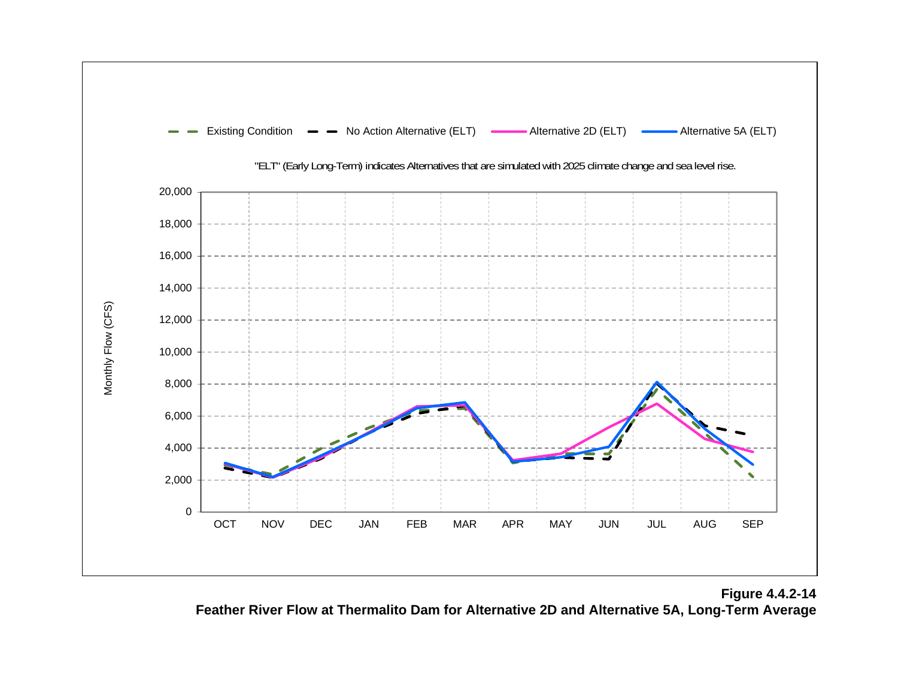**Figure 4.4.2-14**
**Feather River Flow at Thermalito Dam for Alternative 2D and Alternative 5A, Long-Term Average**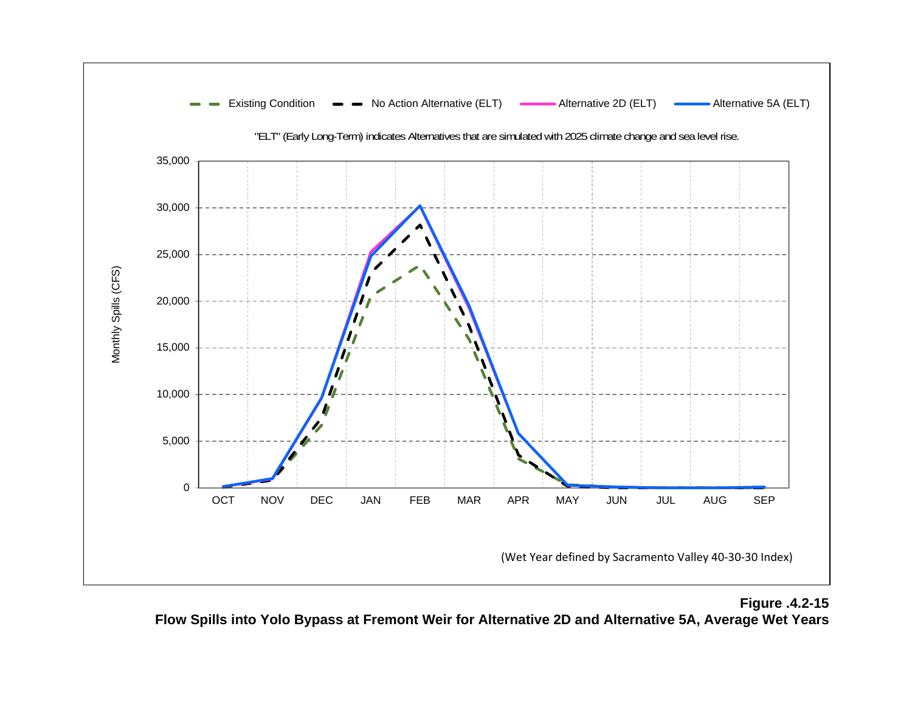Existing Condition | No Action Alternative (ELT) | Alternative 2D (ELT) | Alternative 5A (ELT)

"ELT" (Early Long-Term) indicates Alternatives that are simulated with 2025 climate change and sea level rise.

Monthly Spills (CFS)

35,000
30,000
25,000
20,000
15,000
10,000
5,000
0

OCT NOV DEC JAN FEB MAR APR MAY JUN JUL AUG SEP

(Wet Year defined by Sacramento Valley 40-30-30 Index)

**Figure .4.2-15**
**Flow Spills into Yolo Bypass at Fremont Weir for Alternative 2D and Alternative 5A, Average Wet Years**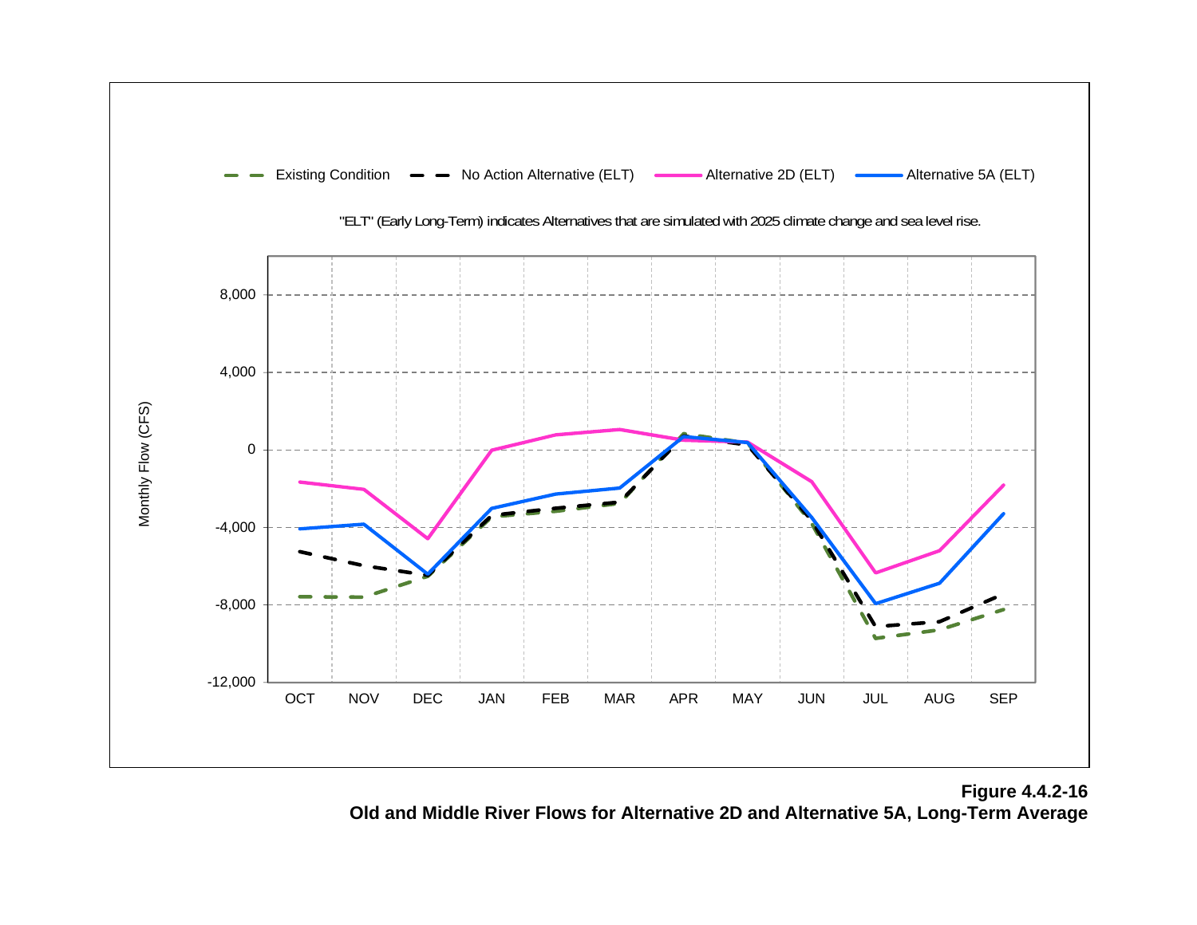Existing Condition
No Action Alternative (ELT)
Alternative 2D (ELT)
Alternative 5A (ELT)

"ELT" (Early Long-Term) indicates Alternatives that are simulated with 2025 climate change and sea level rise.

Monthly Flow (CFS)

8,000
4,000
0
-4,000
-8,000
-12,000

OCT
NOV
DEC
JAN
FEB
MAR
APR
MAY
JUN
JUL
AUG
SEP

**Figure 4.4.2-16**
**Old and Middle River Flows for Alternative 2D and Alternative 5A, Long-Term Average**